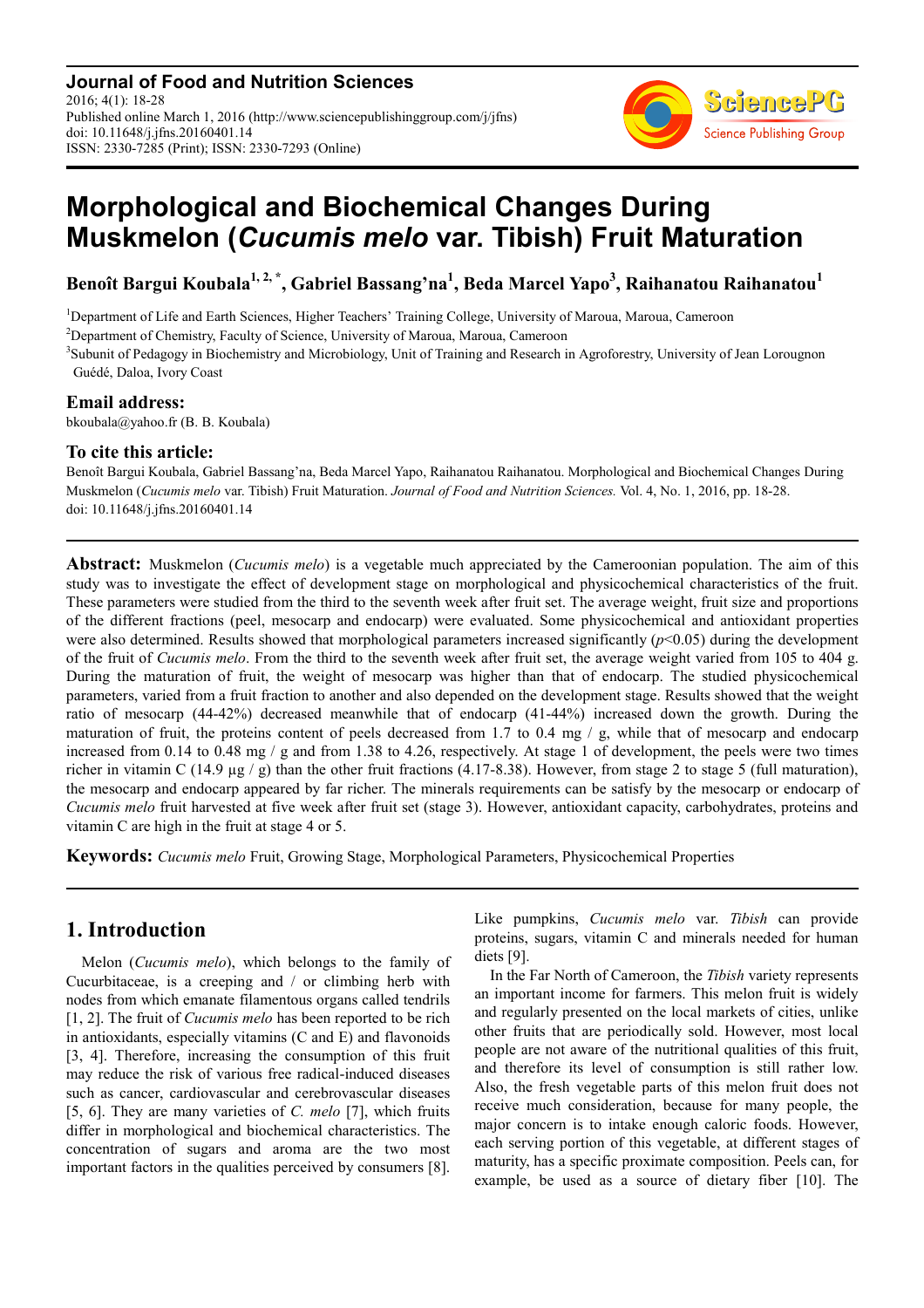# Morphological and Biochemical Changes During Muskmelon (*Cucumis melo* var. Tibish) Fruit Maturation

**Benoît Bargui Koubala[1, 2, *], Gabriel Bassang'na[1], Beda Marcel Yapo[3], Raihanatou Raihanatou[1]**

[1]Department of Life and Earth Sciences, Higher Teachers' Training College, University of Maroua, Maroua, Cameroon

[2]Department of Chemistry, Faculty of Science, University of Maroua, Maroua, Cameroon

[3]Subunit of Pedagogy in Biochemistry and Microbiology, Unit of Training and Research in Agroforestry, University of Jean Lorougnon Guédé, Daloa, Ivory Coast

### Email address:

bkoubala@yahoo.fr (B. B. Koubala)

### To cite this article:

Benoît Bargui Koubala, Gabriel Bassang'na, Beda Marcel Yapo, Raihanatou Raihanatou. Morphological and Biochemical Changes During Muskmelon (*Cucumis melo* var. Tibish) Fruit Maturation. *Journal of Food and Nutrition Sciences.* Vol. 4, No. 1, 2016, pp. 18-28. doi: 10.11648/j.jfns.20160401.14

---

**Abstract:** Muskmelon (*Cucumis melo*) is a vegetable much appreciated by the Cameroonian population. The aim of this study was to investigate the effect of development stage on morphological and physicochemical characteristics of the fruit. These parameters were studied from the third to the seventh week after fruit set. The average weight, fruit size and proportions of the different fractions (peel, mesocarp and endocarp) were evaluated. Some physicochemical and antioxidant properties were also determined. Results showed that morphological parameters increased significantly ($p<0.05$) during the development of the fruit of *Cucumis melo*. From the third to the seventh week after fruit set, the average weight varied from 105 to 404 g. During the maturation of fruit, the weight of mesocarp was higher than that of endocarp. The studied physicochemical parameters, varied from a fruit fraction to another and also depended on the development stage. Results showed that the weight ratio of mesocarp (44-42%) decreased meanwhile that of endocarp (41-44%) increased down the growth. During the maturation of fruit, the proteins content of peels decreased from 1.7 to 0.4 mg / g, while that of mesocarp and endocarp increased from 0.14 to 0.48 mg / g and from 1.38 to 4.26, respectively. At stage 1 of development, the peels were two times richer in vitamin C (14.9 µg / g) than the other fruit fractions (4.17-8.38). However, from stage 2 to stage 5 (full maturation), the mesocarp and endocarp appeared by far richer. The minerals requirements can be satisfy by the mesocarp or endocarp of *Cucumis melo* fruit harvested at five week after fruit set (stage 3). However, antioxidant capacity, carbohydrates, proteins and vitamin C are high in the fruit at stage 4 or 5.

**Keywords:** *Cucumis melo* Fruit, Growing Stage, Morphological Parameters, Physicochemical Properties

---

## 1. Introduction

Melon (*Cucumis melo*), which belongs to the family of Cucurbitaceae, is a creeping and / or climbing herb with nodes from which emanate filamentous organs called tendrils [1, 2]. The fruit of *Cucumis melo* has been reported to be rich in antioxidants, especially vitamins (C and E) and flavonoids [3, 4]. Therefore, increasing the consumption of this fruit may reduce the risk of various free radical-induced diseases such as cancer, cardiovascular and cerebrovascular diseases [5, 6]. They are many varieties of *C. melo* [7], which fruits differ in morphological and biochemical characteristics. The concentration of sugars and aroma are the two most important factors in the qualities perceived by consumers [8]. Like pumpkins, *Cucumis melo* var. *Tibish* can provide proteins, sugars, vitamin C and minerals needed for human diets [9].

In the Far North of Cameroon, the *Tibish* variety represents an important income for farmers. This melon fruit is widely and regularly presented on the local markets of cities, unlike other fruits that are periodically sold. However, most local people are not aware of the nutritional qualities of this fruit, and therefore its level of consumption is still rather low. Also, the fresh vegetable parts of this melon fruit does not receive much consideration, because for many people, the major concern is to intake enough caloric foods. However, each serving portion of this vegetable, at different stages of maturity, has a specific proximate composition. Peels can, for example, be used as a source of dietary fiber [10]. The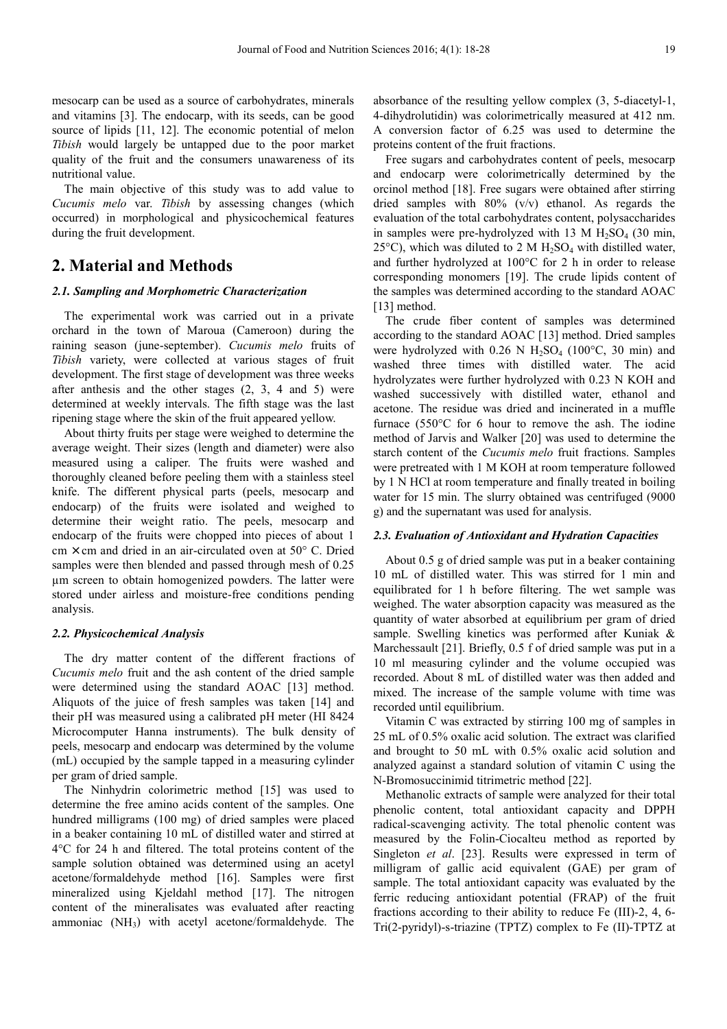mesocarp can be used as a source of carbohydrates, minerals and vitamins [3]. The endocarp, with its seeds, can be good source of lipids [11, 12]. The economic potential of melon *Tibish* would largely be untapped due to the poor market quality of the fruit and the consumers unawareness of its nutritional value.

The main objective of this study was to add value to *Cucumis melo* var. *Tibish* by assessing changes (which occurred) in morphological and physicochemical features during the fruit development.

## 2. Material and Methods

### *2.1. Sampling and Morphometric Characterization*

The experimental work was carried out in a private orchard in the town of Maroua (Cameroon) during the raining season (june-september). *Cucumis melo* fruits of *Tibish* variety, were collected at various stages of fruit development. The first stage of development was three weeks after anthesis and the other stages (2, 3, 4 and 5) were determined at weekly intervals. The fifth stage was the last ripening stage where the skin of the fruit appeared yellow.

About thirty fruits per stage were weighed to determine the average weight. Their sizes (length and diameter) were also measured using a caliper. The fruits were washed and thoroughly cleaned before peeling them with a stainless steel knife. The different physical parts (peels, mesocarp and endocarp) of the fruits were isolated and weighed to determine their weight ratio. The peels, mesocarp and endocarp of the fruits were chopped into pieces of about 1 cm × cm and dried in an air-circulated oven at 50° C. Dried samples were then blended and passed through mesh of 0.25 µm screen to obtain homogenized powders. The latter were stored under airless and moisture-free conditions pending analysis.

### *2.2. Physicochemical Analysis*

The dry matter content of the different fractions of *Cucumis melo* fruit and the ash content of the dried sample were determined using the standard AOAC [13] method. Aliquots of the juice of fresh samples was taken [14] and their pH was measured using a calibrated pH meter (HI 8424 Microcomputer Hanna instruments). The bulk density of peels, mesocarp and endocarp was determined by the volume (mL) occupied by the sample tapped in a measuring cylinder per gram of dried sample.

The Ninhydrin colorimetric method [15] was used to determine the free amino acids content of the samples. One hundred milligrams (100 mg) of dried samples were placed in a beaker containing 10 mL of distilled water and stirred at 4°C for 24 h and filtered. The total proteins content of the sample solution obtained was determined using an acetyl acetone/formaldehyde method [16]. Samples were first mineralized using Kjeldahl method [17]. The nitrogen content of the mineralisates was evaluated after reacting ammoniac ($NH_3$) with acetyl acetone/formaldehyde. The absorbance of the resulting yellow complex (3, 5-diacetyl-1, 4-dihydrolutidin) was colorimetrically measured at 412 nm. A conversion factor of 6.25 was used to determine the proteins content of the fruit fractions.

Free sugars and carbohydrates content of peels, mesocarp and endocarp were colorimetrically determined by the orcinol method [18]. Free sugars were obtained after stirring dried samples with 80% (v/v) ethanol. As regards the evaluation of the total carbohydrates content, polysaccharides in samples were pre-hydrolyzed with 13 M $H_2SO_4$ (30 min, 25°C), which was diluted to 2 M $H_2SO_4$ with distilled water, and further hydrolyzed at 100°C for 2 h in order to release corresponding monomers [19]. The crude lipids content of the samples was determined according to the standard AOAC [13] method.

The crude fiber content of samples was determined according to the standard AOAC [13] method. Dried samples were hydrolyzed with 0.26 N $H_2SO_4$ (100°C, 30 min) and washed three times with distilled water. The acid hydrolyzates were further hydrolyzed with 0.23 N KOH and washed successively with distilled water, ethanol and acetone. The residue was dried and incinerated in a muffle furnace (550°C for 6 hour to remove the ash. The iodine method of Jarvis and Walker [20] was used to determine the starch content of the *Cucumis melo* fruit fractions. Samples were pretreated with 1 M KOH at room temperature followed by 1 N HCl at room temperature and finally treated in boiling water for 15 min. The slurry obtained was centrifuged (9000 g) and the supernatant was used for analysis.

### *2.3. Evaluation of Antioxidant and Hydration Capacities*

About 0.5 g of dried sample was put in a beaker containing 10 mL of distilled water. This was stirred for 1 min and equilibrated for 1 h before filtering. The wet sample was weighed. The water absorption capacity was measured as the quantity of water absorbed at equilibrium per gram of dried sample. Swelling kinetics was performed after Kuniak & Marchessault [21]. Briefly, 0.5 f of dried sample was put in a 10 ml measuring cylinder and the volume occupied was recorded. About 8 mL of distilled water was then added and mixed. The increase of the sample volume with time was recorded until equilibrium.

Vitamin C was extracted by stirring 100 mg of samples in 25 mL of 0.5% oxalic acid solution. The extract was clarified and brought to 50 mL with 0.5% oxalic acid solution and analyzed against a standard solution of vitamin C using the N-Bromosuccinimid titrimetric method [22].

Methanolic extracts of sample were analyzed for their total phenolic content, total antioxidant capacity and DPPH radical-scavenging activity. The total phenolic content was measured by the Folin-Ciocalteu method as reported by Singleton *et al*. [23]. Results were expressed in term of milligram of gallic acid equivalent (GAE) per gram of sample. The total antioxidant capacity was evaluated by the ferric reducing antioxidant potential (FRAP) of the fruit fractions according to their ability to reduce Fe (III)-2, 4, 6-Tri(2-pyridyl)-s-triazine (TPTZ) complex to Fe (II)-TPTZ at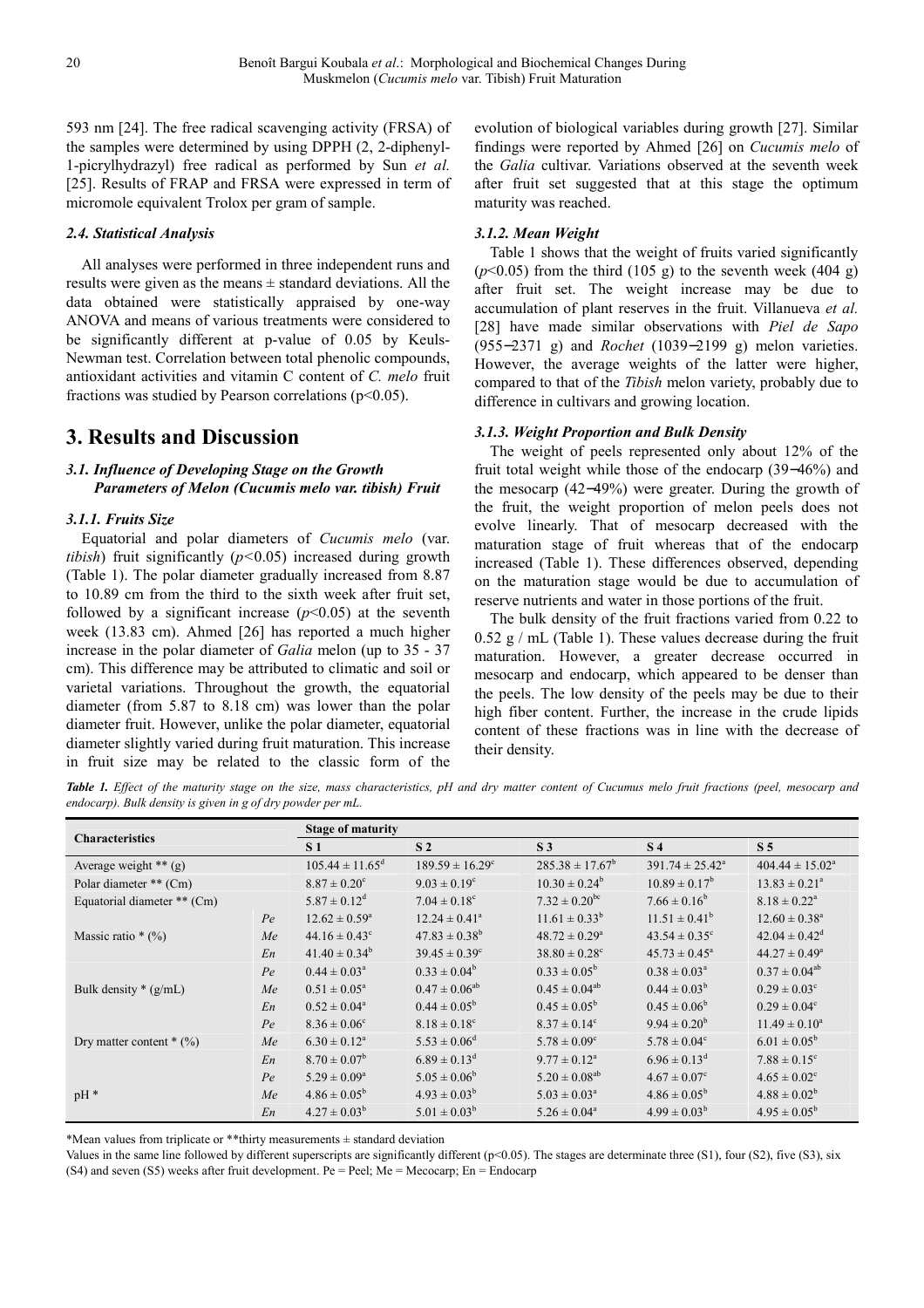593 nm [24]. The free radical scavenging activity (FRSA) of the samples were determined by using DPPH (2, 2-diphenyl-1-picrylhydrazyl) free radical as performed by Sun *et al.* [25]. Results of FRAP and FRSA were expressed in term of micromole equivalent Trolox per gram of sample.

### 2.4. Statistical Analysis

All analyses were performed in three independent runs and results were given as the means ± standard deviations. All the data obtained were statistically appraised by one-way ANOVA and means of various treatments were considered to be significantly different at p-value of 0.05 by Keuls-Newman test. Correlation between total phenolic compounds, antioxidant activities and vitamin C content of *C. melo* fruit fractions was studied by Pearson correlations ($p<0.05$).

## 3. Results and Discussion

### 3.1. Influence of Developing Stage on the Growth Parameters of Melon (Cucumis melo var. tibish) Fruit

#### 3.1.1. Fruits Size

Equatorial and polar diameters of *Cucumis melo* (var. *tibish*) fruit significantly ($p<0.05$) increased during growth (Table 1). The polar diameter gradually increased from 8.87 to 10.89 cm from the third to the sixth week after fruit set, followed by a significant increase ($p<0.05$) at the seventh week (13.83 cm). Ahmed [26] has reported a much higher increase in the polar diameter of *Galia* melon (up to 35 - 37 cm). This difference may be attributed to climatic and soil or varietal variations. Throughout the growth, the equatorial diameter (from 5.87 to 8.18 cm) was lower than the polar diameter fruit. However, unlike the polar diameter, equatorial diameter slightly varied during fruit maturation. This increase in fruit size may be related to the classic form of the evolution of biological variables during growth [27]. Similar findings were reported by Ahmed [26] on *Cucumis melo* of the *Galia* cultivar. Variations observed at the seventh week after fruit set suggested that at this stage the optimum maturity was reached.

#### 3.1.2. Mean Weight

Table 1 shows that the weight of fruits varied significantly ($p<0.05$) from the third (105 g) to the seventh week (404 g) after fruit set. The weight increase may be due to accumulation of plant reserves in the fruit. Villanueva *et al.* [28] have made similar observations with *Piel de Sapo* (955−2371 g) and *Rochet* (1039−2199 g) melon varieties. However, the average weights of the latter were higher, compared to that of the *Tibish* melon variety, probably due to difference in cultivars and growing location.

#### 3.1.3. Weight Proportion and Bulk Density

The weight of peels represented only about 12% of the fruit total weight while those of the endocarp (39−46%) and the mesocarp (42−49%) were greater. During the growth of the fruit, the weight proportion of melon peels does not evolve linearly. That of mesocarp decreased with the maturation stage of fruit whereas that of the endocarp increased (Table 1). These differences observed, depending on the maturation stage would be due to accumulation of reserve nutrients and water in those portions of the fruit.

The bulk density of the fruit fractions varied from 0.22 to 0.52 g / mL (Table 1). These values decrease during the fruit maturation. However, a greater decrease occurred in mesocarp and endocarp, which appeared to be denser than the peels. The low density of the peels may be due to their high fiber content. Further, the increase in the crude lipids content of these fractions was in line with the decrease of their density.

***Table 1.*** *Effect of the maturity stage on the size, mass characteristics, pH and dry matter content of Cucumus melo fruit fractions (peel, mesocarp and endocarp). Bulk density is given in g of dry powder per mL.*

| Characteristics | | Stage of maturity | | | | |
|---|---|---|---|---|---|---|
| | | S 1 | S 2 | S 3 | S 4 | S 5 |
| Average weight ** (g) | | 105.44 ± 11.65[d] | 189.59 ± 16.29[c] | 285.38 ± 17.67[b] | 391.74 ± 25.42[a] | 404.44 ± 15.02[a] |
| Polar diameter ** (Cm) | | 8.87 ± 0.20[c] | 9.03 ± 0.19[c] | 10.30 ± 0.24[b] | 10.89 ± 0.17[b] | 13.83 ± 0.21[a] |
| Equatorial diameter ** (Cm) | | 5.87 ± 0.12[d] | 7.04 ± 0.18[c] | 7.32 ± 0.20[bc] | 7.66 ± 0.16[b] | 8.18 ± 0.22[a] |
| Massic ratio * (%) | *Pe* | 12.62 ± 0.59[a] | 12.24 ± 0.41[a] | 11.61 ± 0.33[b] | 11.51 ± 0.41[b] | 12.60 ± 0.38[a] |
| | *Me* | 44.16 ± 0.43[c] | 47.83 ± 0.38[b] | 48.72 ± 0.29[a] | 43.54 ± 0.35[c] | 42.04 ± 0.42[d] |
| | *En* | 41.40 ± 0.34[b] | 39.45 ± 0.39[c] | 38.80 ± 0.28[c] | 45.73 ± 0.45[a] | 44.27 ± 0.49[a] |
| Bulk density * (g/mL) | *Pe* | 0.44 ± 0.03[a] | 0.33 ± 0.04[b] | 0.33 ± 0.05[b] | 0.38 ± 0.03[a] | 0.37 ± 0.04[ab] |
| | *Me* | 0.51 ± 0.05[a] | 0.47 ± 0.06[ab] | 0.45 ± 0.04[ab] | 0.44 ± 0.03[b] | 0.29 ± 0.03[c] |
| | *En* | 0.52 ± 0.04[a] | 0.44 ± 0.05[b] | 0.45 ± 0.05[b] | 0.45 ± 0.06[b] | 0.29 ± 0.04[c] |
| Dry matter content * (%) | *Pe* | 8.36 ± 0.06[c] | 8.18 ± 0.18[c] | 8.37 ± 0.14[c] | 9.94 ± 0.20[b] | 11.49 ± 0.10[a] |
| | *Me* | 6.30 ± 0.12[a] | 5.53 ± 0.06[d] | 5.78 ± 0.09[c] | 5.78 ± 0.04[c] | 6.01 ± 0.05[b] |
| | *En* | 8.70 ± 0.07[b] | 6.89 ± 0.13[d] | 9.77 ± 0.12[a] | 6.96 ± 0.13[d] | 7.88 ± 0.15[c] |
| pH * | *Pe* | 5.29 ± 0.09[a] | 5.05 ± 0.06[b] | 5.20 ± 0.08[ab] | 4.67 ± 0.07[c] | 4.65 ± 0.02[c] |
| | *Me* | 4.86 ± 0.05[b] | 4.93 ± 0.03[b] | 5.03 ± 0.03[a] | 4.86 ± 0.05[b] | 4.88 ± 0.02[b] |
| | *En* | 4.27 ± 0.03[b] | 5.01 ± 0.03[b] | 5.26 ± 0.04[a] | 4.99 ± 0.03[b] | 4.95 ± 0.05[b] |

*Mean values from triplicate or **thirty measurements ± standard deviation

Values in the same line followed by different superscripts are significantly different ($p<0.05$). The stages are determinate three (S1), four (S2), five (S3), six (S4) and seven (S5) weeks after fruit development. Pe = Peel; Me = Mecocarp; En = Endocarp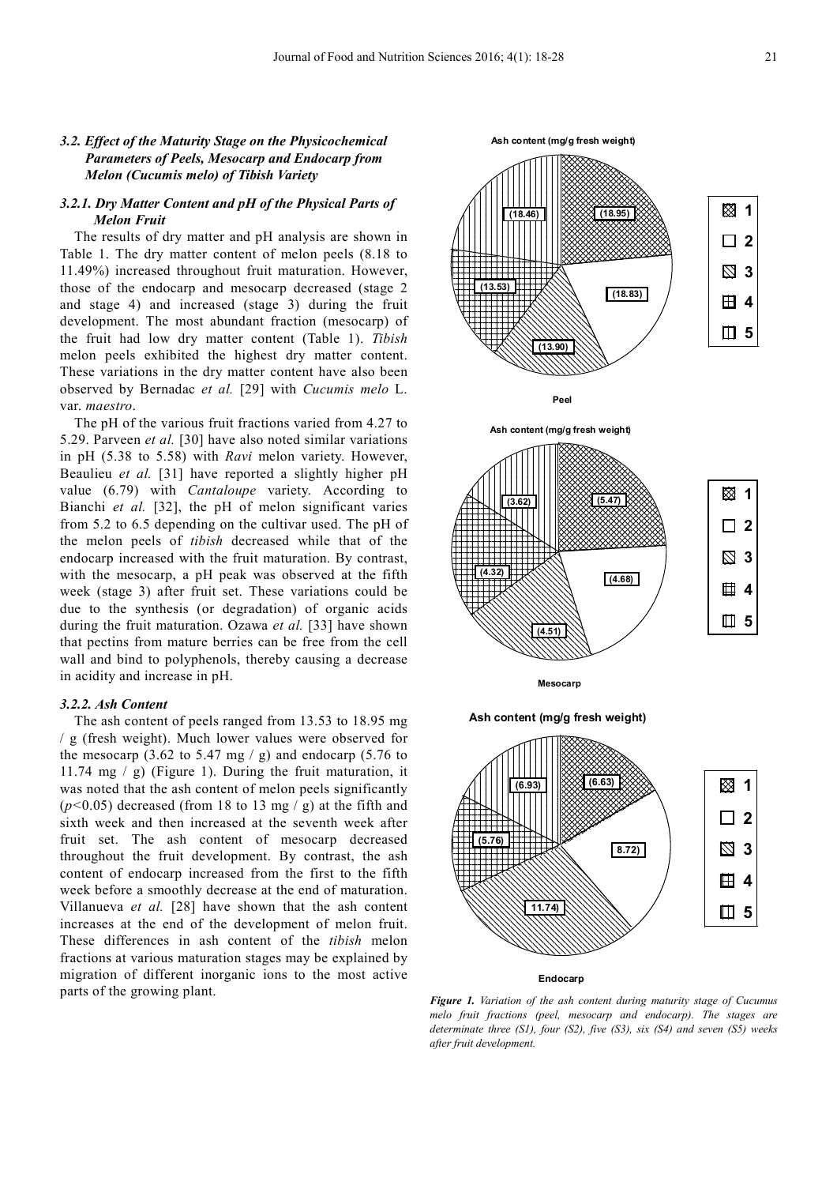### 3.2. Effect of the Maturity Stage on the Physicochemical Parameters of Peels, Mesocarp and Endocarp from Melon (Cucumis melo) of Tibish Variety

#### 3.2.1. Dry Matter Content and pH of the Physical Parts of Melon Fruit

The results of dry matter and pH analysis are shown in Table 1. The dry matter content of melon peels (8.18 to 11.49%) increased throughout fruit maturation. However, those of the endocarp and mesocarp decreased (stage 2 and stage 4) and increased (stage 3) during the fruit development. The most abundant fraction (mesocarp) of the fruit had low dry matter content (Table 1). *Tibish* melon peels exhibited the highest dry matter content. These variations in the dry matter content have also been observed by Bernadac *et al.* [29] with *Cucumis melo* L. var. *maestro*.

The pH of the various fruit fractions varied from 4.27 to 5.29. Parveen *et al.* [30] have also noted similar variations in pH (5.38 to 5.58) with *Ravi* melon variety. However, Beaulieu *et al.* [31] have reported a slightly higher pH value (6.79) with *Cantaloupe* variety. According to Bianchi *et al.* [32], the pH of melon significant varies from 5.2 to 6.5 depending on the cultivar used. The pH of the melon peels of *tibish* decreased while that of the endocarp increased with the fruit maturation. By contrast, with the mesocarp, a pH peak was observed at the fifth week (stage 3) after fruit set. These variations could be due to the synthesis (or degradation) of organic acids during the fruit maturation. Ozawa *et al.* [33] have shown that pectins from mature berries can be free from the cell wall and bind to polyphenols, thereby causing a decrease in acidity and increase in pH.

#### 3.2.2. Ash Content

The ash content of peels ranged from 13.53 to 18.95 mg / g (fresh weight). Much lower values were observed for the mesocarp (3.62 to 5.47 mg / g) and endocarp (5.76 to 11.74 mg / g) (Figure 1). During the fruit maturation, it was noted that the ash content of melon peels significantly ($p<0.05$) decreased (from 18 to 13 mg / g) at the fifth and sixth week and then increased at the seventh week after fruit set. The ash content of mesocarp decreased throughout the fruit development. By contrast, the ash content of endocarp increased from the first to the fifth week before a smoothly decrease at the end of maturation. Villanueva *et al.* [28] have shown that the ash content increases at the end of the development of melon fruit. These differences in ash content of the *tibish* melon fractions at various maturation stages may be explained by migration of different inorganic ions to the most active parts of the growing plant.

**Ash content (mg/g fresh weight)**

| Stage | Peel | Mesocarp | Endocarp |
|---|---|---|---|
| 1 | 18.95 | 5.47 | 6.63 |
| 2 | 18.83 | 4.68 | 8.72 |
| 3 | 13.90 | 4.51 | 11.74 |
| 4 | 13.53 | 4.32 | 5.76 |
| 5 | 18.46 | 3.62 | 6.93 |

***Figure 1.*** *Variation of the ash content during maturity stage of Cucumus melo fruit fractions (peel, mesocarp and endocarp). The stages are determinate three (S1), four (S2), five (S3), six (S4) and seven (S5) weeks after fruit development.*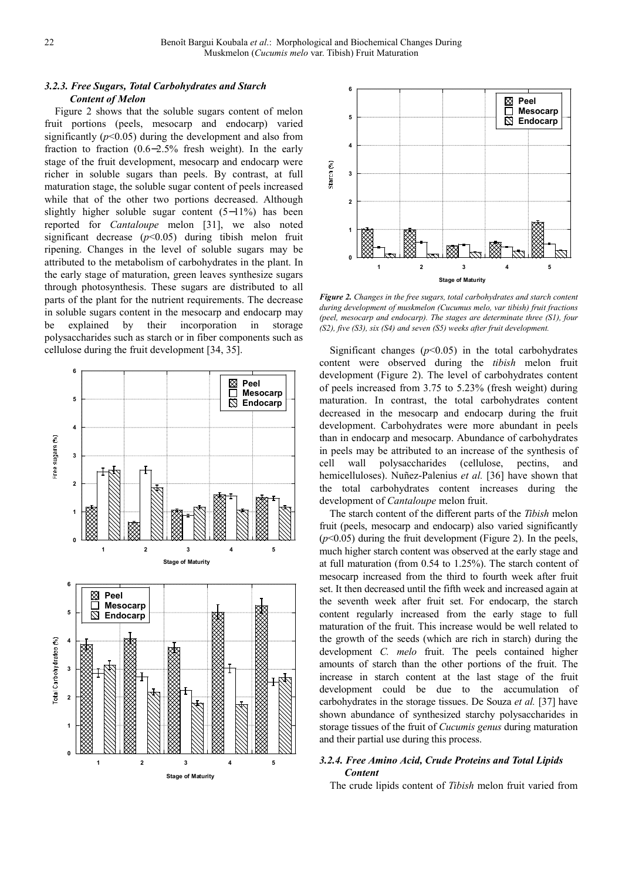### 3.2.3. Free Sugars, Total Carbohydrates and Starch Content of Melon

Figure 2 shows that the soluble sugars content of melon fruit portions (peels, mesocarp and endocarp) varied significantly ($p<0.05$) during the development and also from fraction to fraction (0.6−2.5% fresh weight). In the early stage of the fruit development, mesocarp and endocarp were richer in soluble sugars than peels. By contrast, at full maturation stage, the soluble sugar content of peels increased while that of the other two portions decreased. Although slightly higher soluble sugar content (5−11%) has been reported for *Cantaloupe* melon [31], we also noted significant decrease ($p<0.05$) during tibish melon fruit ripening. Changes in the level of soluble sugars may be attributed to the metabolism of carbohydrates in the plant. In the early stage of maturation, green leaves synthesize sugars through photosynthesis. These sugars are distributed to all parts of the plant for the nutrient requirements. The decrease in soluble sugars content in the mesocarp and endocarp may be explained by their incorporation in storage polysaccharides such as starch or in fiber components such as cellulose during the fruit development [34, 35].

*Figure 2. Changes in the free sugars, total carbohydrates and starch content during development of muskmelon (Cucumus melo, var tibish) fruit fractions (peel, mesocarp and endocarp). The stages are determinate three (S1), four (S2), five (S3), six (S4) and seven (S5) weeks after fruit development.*

Significant changes ($p<0.05$) in the total carbohydrates content were observed during the *tibish* melon fruit development (Figure 2). The level of carbohydrates content of peels increased from 3.75 to 5.23% (fresh weight) during maturation. In contrast, the total carbohydrates content decreased in the mesocarp and endocarp during the fruit development. Carbohydrates were more abundant in peels than in endocarp and mesocarp. Abundance of carbohydrates in peels may be attributed to an increase of the synthesis of cell wall polysaccharides (cellulose, pectins, and hemicelluloses). Nuñez-Palenius *et al.* [36] have shown that the total carbohydrates content increases during the development of *Cantaloupe* melon fruit.

The starch content of the different parts of the *Tibish* melon fruit (peels, mesocarp and endocarp) also varied significantly ($p<0.05$) during the fruit development (Figure 2). In the peels, much higher starch content was observed at the early stage and at full maturation (from 0.54 to 1.25%). The starch content of mesocarp increased from the third to fourth week after fruit set. It then decreased until the fifth week and increased again at the seventh week after fruit set. For endocarp, the starch content regularly increased from the early stage to full maturation of the fruit. This increase would be well related to the growth of the seeds (which are rich in starch) during the development *C. melo* fruit. The peels contained higher amounts of starch than the other portions of the fruit. The increase in starch content at the last stage of the fruit development could be due to the accumulation of carbohydrates in the storage tissues. De Souza *et al.* [37] have shown abundance of synthesized starchy polysaccharides in storage tissues of the fruit of *Cucumis genus* during maturation and their partial use during this process.

### 3.2.4. Free Amino Acid, Crude Proteins and Total Lipids Content

The crude lipids content of *Tibish* melon fruit varied from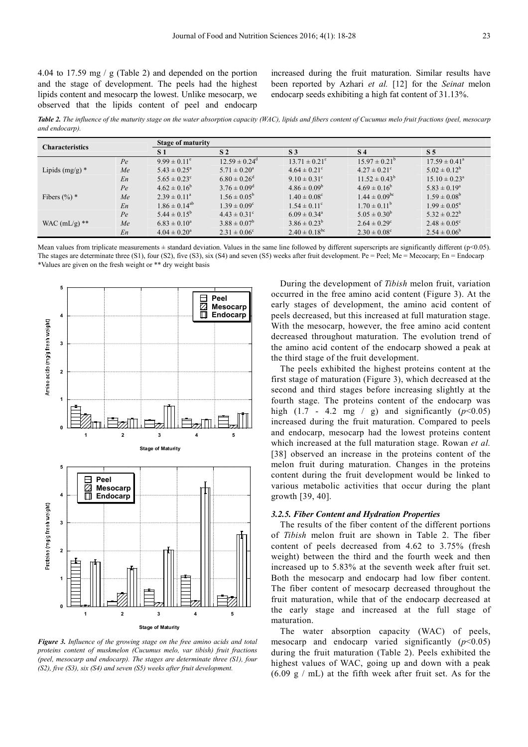4.04 to 17.59 mg / g (Table 2) and depended on the portion and the stage of development. The peels had the highest lipids content and mesocarp the lowest. Unlike mesocarp, we observed that the lipids content of peel and endocarp increased during the fruit maturation. Similar results have been reported by Azhari *et al.* [12] for the *Seinat* melon endocarp seeds exhibiting a high fat content of 31.13%.

***Table 2.*** *The influence of the maturity stage on the water absorption capacity (WAC), lipids and fibers content of Cucumus melo fruit fractions (peel, mesocarp and endocarp).*

| Characteristics | | Stage of maturity | | | | |
|---|---|---|---|---|---|---|
| | | S 1 | S 2 | S 3 | S 4 | S 5 |
| Lipids (mg/g) * | Pe | $9.99 \pm 0.11^{e}$ | $12.59 \pm 0.24^{d}$ | $13.71 \pm 0.21^{c}$ | $15.97 \pm 0.21^{b}$ | $17.59 \pm 0.41^{a}$ |
| | Me | $5.43 \pm 0.25^{a}$ | $5.71 \pm 0.20^{a}$ | $4.64 \pm 0.21^{c}$ | $4.27 \pm 0.21^{c}$ | $5.02 \pm 0.12^{b}$ |
| | En | $5.65 \pm 0.23^{e}$ | $6.80 \pm 0.26^{d}$ | $9.10 \pm 0.31^{c}$ | $11.52 \pm 0.43^{b}$ | $15.10 \pm 0.23^{a}$ |
| Fibers (%) * | Pe | $4.62 \pm 0.16^{b}$ | $3.76 \pm 0.09^{d}$ | $4.86 \pm 0.09^{b}$ | $4.69 \pm 0.16^{b}$ | $5.83 \pm 0.19^{a}$ |
| | Me | $2.39 \pm 0.11^{a}$ | $1.56 \pm 0.05^{b}$ | $1.40 \pm 0.08^{c}$ | $1.44 \pm 0.09^{bc}$ | $1.59 \pm 0.08^{b}$ |
| | En | $1.86 \pm 0.14^{ab}$ | $1.39 \pm 0.09^{c}$ | $1.54 \pm 0.11^{c}$ | $1.70 \pm 0.11^{b}$ | $1.99 \pm 0.05^{a}$ |
| WAC (mL/g) ** | Pe | $5.44 \pm 0.15^{b}$ | $4.43 \pm 0.31^{c}$ | $6.09 \pm 0.34^{a}$ | $5.05 \pm 0.30^{b}$ | $5.32 \pm 0.22^{b}$ |
| | Me | $6.83 \pm 0.10^{a}$ | $3.88 \pm 0.07^{b}$ | $3.86 \pm 0.23^{b}$ | $2.64 \pm 0.29^{c}$ | $2.48 \pm 0.05^{c}$ |
| | En | $4.04 \pm 0.20^{a}$ | $2.31 \pm 0.06^{c}$ | $2.40 \pm 0.18^{bc}$ | $2.30 \pm 0.08^{c}$ | $2.54 \pm 0.06^{b}$ |

Mean values from triplicate measurements ± standard deviation. Values in the same line followed by different superscripts are significantly different ($p<0.05$). The stages are determinate three (S1), four (S2), five (S3), six (S4) and seven (S5) weeks after fruit development. Pe = Peel; Me = Mecocarp; En = Endocarp
*Values are given on the fresh weight or ** dry weight basis

***Figure 3.*** *Influence of the growing stage on the free amino acids and total proteins content of muskmelon (Cucumus melo, var tibish) fruit fractions (peel, mesocarp and endocarp). The stages are determinate three (S1), four (S2), five (S3), six (S4) and seven (S5) weeks after fruit development.*

During the development of *Tibish* melon fruit, variation occurred in the free amino acid content (Figure 3). At the early stages of development, the amino acid content of peels decreased, but this increased at full maturation stage. With the mesocarp, however, the free amino acid content decreased throughout maturation. The evolution trend of the amino acid content of the endocarp showed a peak at the third stage of the fruit development.

The peels exhibited the highest proteins content at the first stage of maturation (Figure 3), which decreased at the second and third stages before increasing slightly at the fourth stage. The proteins content of the endocarp was high (1.7 - 4.2 mg / g) and significantly ($p<0.05$) increased during the fruit maturation. Compared to peels and endocarp, mesocarp had the lowest proteins content which increased at the full maturation stage. Rowan *et al.* [38] observed an increase in the proteins content of the melon fruit during maturation. Changes in the proteins content during the fruit development would be linked to various metabolic activities that occur during the plant growth [39, 40].

### *3.2.5. Fiber Content and Hydration Properties*

The results of the fiber content of the different portions of *Tibish* melon fruit are shown in Table 2. The fiber content of peels decreased from 4.62 to 3.75% (fresh weight) between the third and the fourth week and then increased up to 5.83% at the seventh week after fruit set. Both the mesocarp and endocarp had low fiber content. The fiber content of mesocarp decreased throughout the fruit maturation, while that of the endocarp decreased at the early stage and increased at the full stage of maturation.

The water absorption capacity (WAC) of peels, mesocarp and endocarp varied significantly ($p<0.05$) during the fruit maturation (Table 2). Peels exhibited the highest values of WAC, going up and down with a peak (6.09 g / mL) at the fifth week after fruit set. As for the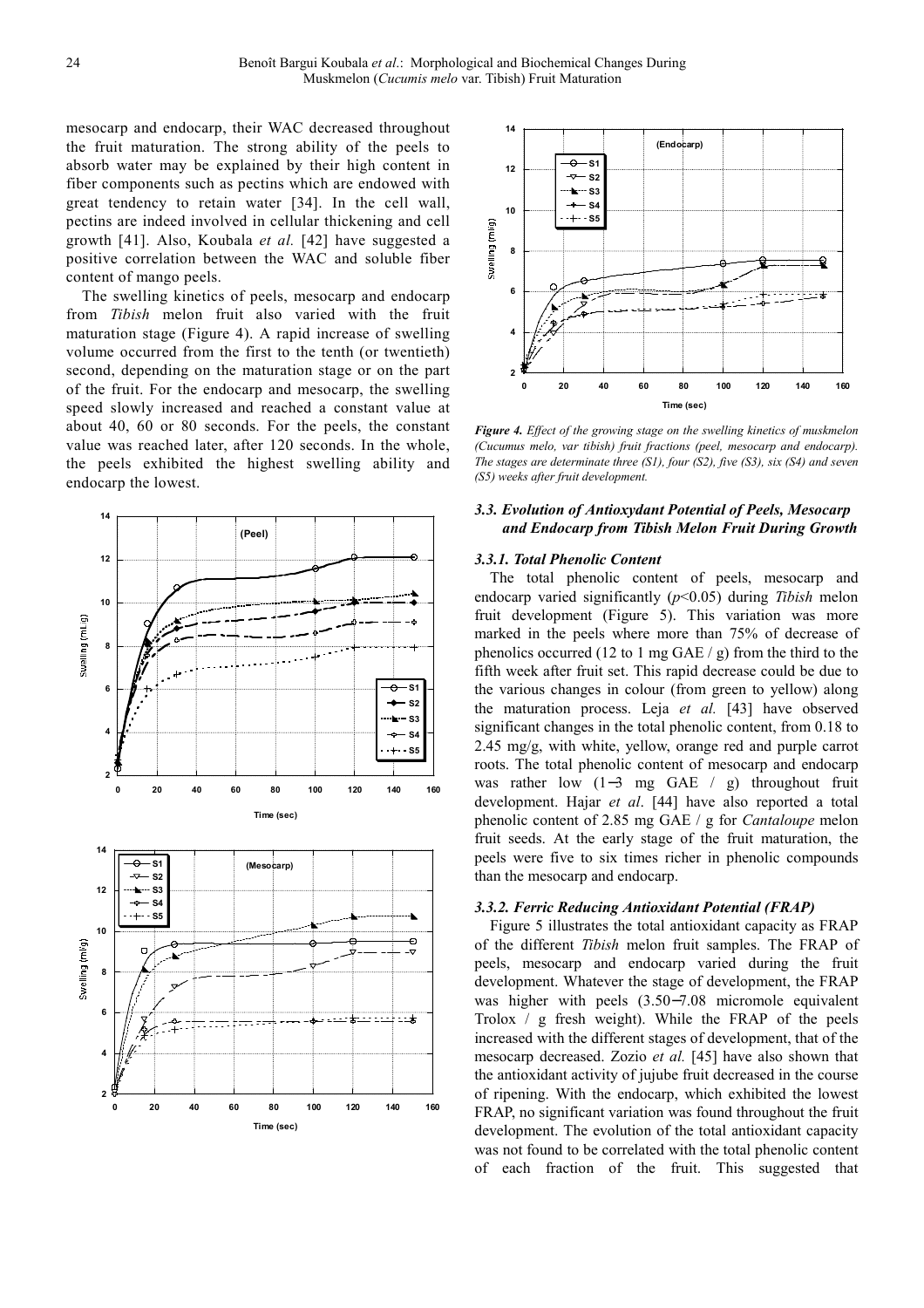mesocarp and endocarp, their WAC decreased throughout the fruit maturation. The strong ability of the peels to absorb water may be explained by their high content in fiber components such as pectins which are endowed with great tendency to retain water [34]. In the cell wall, pectins are indeed involved in cellular thickening and cell growth [41]. Also, Koubala *et al.* [42] have suggested a positive correlation between the WAC and soluble fiber content of mango peels.

The swelling kinetics of peels, mesocarp and endocarp from *Tibish* melon fruit also varied with the fruit maturation stage (Figure 4). A rapid increase of swelling volume occurred from the first to the tenth (or twentieth) second, depending on the maturation stage or on the part of the fruit. For the endocarp and mesocarp, the swelling speed slowly increased and reached a constant value at about 40, 60 or 80 seconds. For the peels, the constant value was reached later, after 120 seconds. In the whole, the peels exhibited the highest swelling ability and endocarp the lowest.

*Figure 4. Effect of the growing stage on the swelling kinetics of muskmelon (Cucumus melo, var tibish) fruit fractions (peel, mesocarp and endocarp). The stages are determinate three (S1), four (S2), five (S3), six (S4) and seven (S5) weeks after fruit development.*

### 3.3. Evolution of Antioxydant Potential of Peels, Mesocarp and Endocarp from Tibish Melon Fruit During Growth

#### 3.3.1. Total Phenolic Content

The total phenolic content of peels, mesocarp and endocarp varied significantly ($p<0.05$) during *Tibish* melon fruit development (Figure 5). This variation was more marked in the peels where more than 75% of decrease of phenolics occurred (12 to 1 mg GAE / g) from the third to the fifth week after fruit set. This rapid decrease could be due to the various changes in colour (from green to yellow) along the maturation process. Leja *et al.* [43] have observed significant changes in the total phenolic content, from 0.18 to 2.45 mg/g, with white, yellow, orange red and purple carrot roots. The total phenolic content of mesocarp and endocarp was rather low (1−3 mg GAE / g) throughout fruit development. Hajar *et al*. [44] have also reported a total phenolic content of 2.85 mg GAE / g for *Cantaloupe* melon fruit seeds. At the early stage of the fruit maturation, the peels were five to six times richer in phenolic compounds than the mesocarp and endocarp.

#### 3.3.2. Ferric Reducing Antioxidant Potential (FRAP)

Figure 5 illustrates the total antioxidant capacity as FRAP of the different *Tibish* melon fruit samples. The FRAP of peels, mesocarp and endocarp varied during the fruit development. Whatever the stage of development, the FRAP was higher with peels (3.50−7.08 micromole equivalent Trolox / g fresh weight). While the FRAP of the peels increased with the different stages of development, that of the mesocarp decreased. Zozio *et al.* [45] have also shown that the antioxidant activity of jujube fruit decreased in the course of ripening. With the endocarp, which exhibited the lowest FRAP, no significant variation was found throughout the fruit development. The evolution of the total antioxidant capacity was not found to be correlated with the total phenolic content of each fraction of the fruit. This suggested that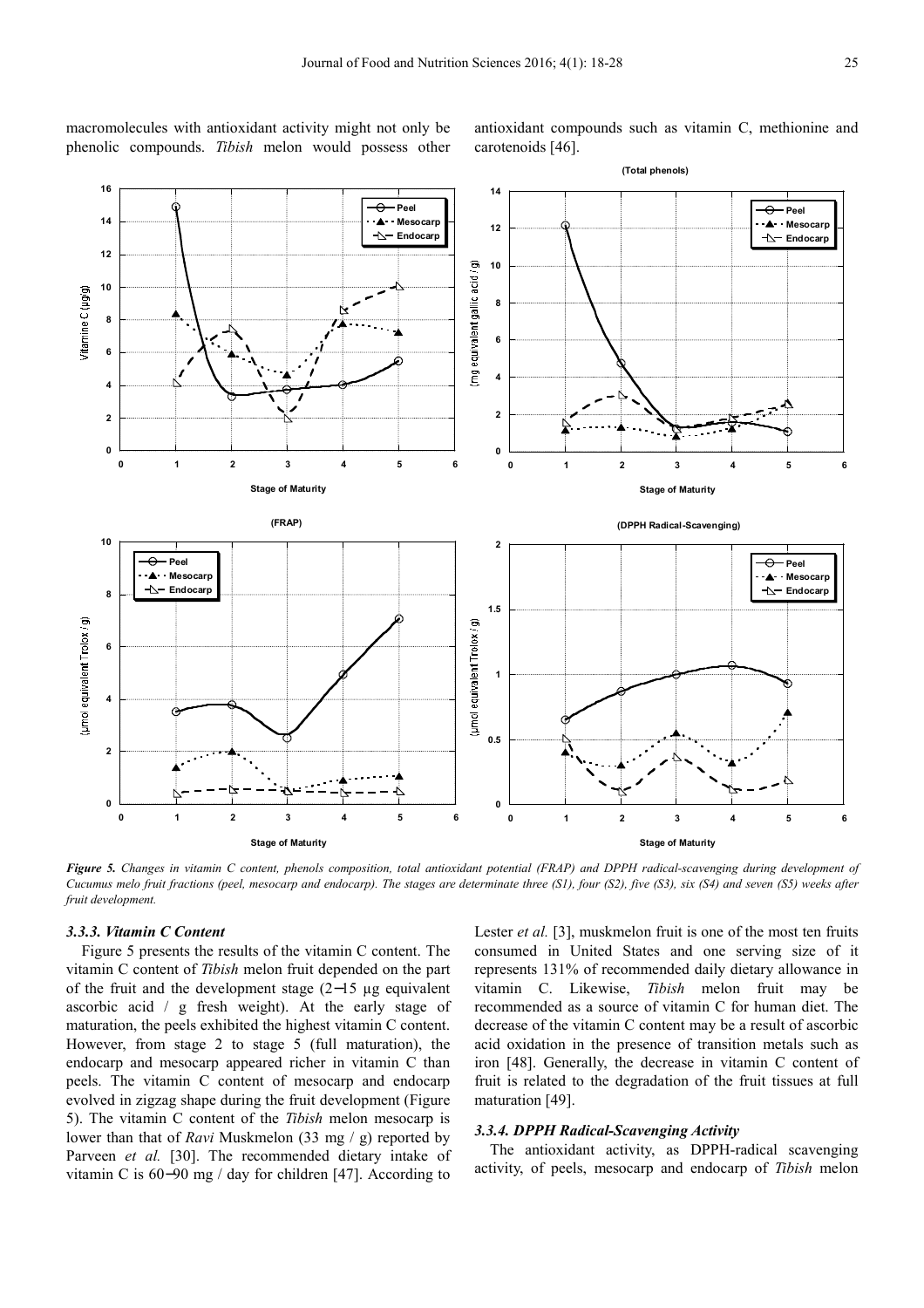macromolecules with antioxidant activity might not only be phenolic compounds. *Tibish* melon would possess other antioxidant compounds such as vitamin C, methionine and carotenoids [46].

*Figure 5. Changes in vitamin C content, phenols composition, total antioxidant potential (FRAP) and DPPH radical-scavenging during development of Cucumus melo fruit fractions (peel, mesocarp and endocarp). The stages are determinate three (S1), four (S2), five (S3), six (S4) and seven (S5) weeks after fruit development.*

### 3.3.3. Vitamin C Content

Figure 5 presents the results of the vitamin C content. The vitamin C content of *Tibish* melon fruit depended on the part of the fruit and the development stage (2−15 µg equivalent ascorbic acid / g fresh weight). At the early stage of maturation, the peels exhibited the highest vitamin C content. However, from stage 2 to stage 5 (full maturation), the endocarp and mesocarp appeared richer in vitamin C than peels. The vitamin C content of mesocarp and endocarp evolved in zigzag shape during the fruit development (Figure 5). The vitamin C content of the *Tibish* melon mesocarp is lower than that of *Ravi* Muskmelon (33 mg / g) reported by Parveen *et al.* [30]. The recommended dietary intake of vitamin C is 60−90 mg / day for children [47]. According to Lester *et al.* [3], muskmelon fruit is one of the most ten fruits consumed in United States and one serving size of it represents 131% of recommended daily dietary allowance in vitamin C. Likewise, *Tibish* melon fruit may be recommended as a source of vitamin C for human diet. The decrease of the vitamin C content may be a result of ascorbic acid oxidation in the presence of transition metals such as iron [48]. Generally, the decrease in vitamin C content of fruit is related to the degradation of the fruit tissues at full maturation [49].

### 3.3.4. DPPH Radical-Scavenging Activity

The antioxidant activity, as DPPH-radical scavenging activity, of peels, mesocarp and endocarp of *Tibish* melon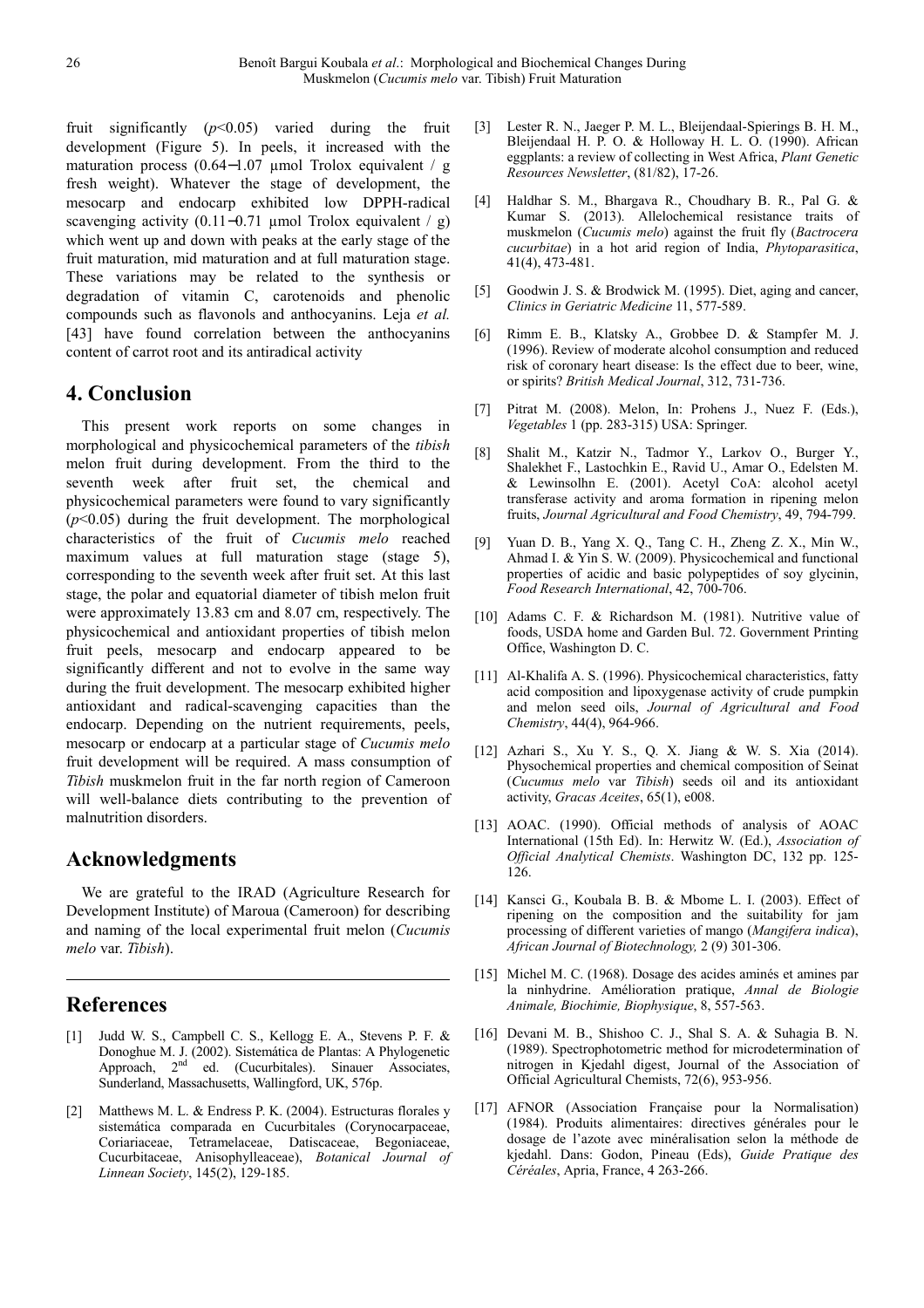fruit significantly ($p<0.05$) varied during the fruit development (Figure 5). In peels, it increased with the maturation process (0.64−1.07 µmol Trolox equivalent / g fresh weight). Whatever the stage of development, the mesocarp and endocarp exhibited low DPPH-radical scavenging activity (0.11−0.71 µmol Trolox equivalent / g) which went up and down with peaks at the early stage of the fruit maturation, mid maturation and at full maturation stage. These variations may be related to the synthesis or degradation of vitamin C, carotenoids and phenolic compounds such as flavonols and anthocyanins. Leja *et al.* [43] have found correlation between the anthocyanins content of carrot root and its antiradical activity

## 4. Conclusion

This present work reports on some changes in morphological and physicochemical parameters of the *tibish* melon fruit during development. From the third to the seventh week after fruit set, the chemical and physicochemical parameters were found to vary significantly ($p<0.05$) during the fruit development. The morphological characteristics of the fruit of *Cucumis melo* reached maximum values at full maturation stage (stage 5), corresponding to the seventh week after fruit set. At this last stage, the polar and equatorial diameter of tibish melon fruit were approximately 13.83 cm and 8.07 cm, respectively. The physicochemical and antioxidant properties of tibish melon fruit peels, mesocarp and endocarp appeared to be significantly different and not to evolve in the same way during the fruit development. The mesocarp exhibited higher antioxidant and radical-scavenging capacities than the endocarp. Depending on the nutrient requirements, peels, mesocarp or endocarp at a particular stage of *Cucumis melo* fruit development will be required. A mass consumption of *Tibish* muskmelon fruit in the far north region of Cameroon will well-balance diets contributing to the prevention of malnutrition disorders.

## Acknowledgments

We are grateful to the IRAD (Agriculture Research for Development Institute) of Maroua (Cameroon) for describing and naming of the local experimental fruit melon (*Cucumis melo* var. *Tibish*).

## References

[1] Judd W. S., Campbell C. S., Kellogg E. A., Stevens P. F. & Donoghue M. J. (2002). Sistemática de Plantas: A Phylogenetic Approach, 2nd ed. (Cucurbitales). Sinauer Associates, Sunderland, Massachusetts, Wallingford, UK, 576p.

[2] Matthews M. L. & Endress P. K. (2004). Estructuras florales y sistemática comparada en Cucurbitales (Corynocarpaceae, Coriariaceae, Tetramelaceae, Datiscaceae, Begoniaceae, Cucurbitaceae, Anisophylleaceae), *Botanical Journal of Linnean Society*, 145(2), 129-185.

[3] Lester R. N., Jaeger P. M. L., Bleijendaal-Spierings B. H. M., Bleijendaal H. P. O. & Holloway H. L. O. (1990). African eggplants: a review of collecting in West Africa, *Plant Genetic Resources Newsletter*, (81/82), 17-26.

[4] Haldhar S. M., Bhargava R., Choudhary B. R., Pal G. & Kumar S. (2013). Allelochemical resistance traits of muskmelon (*Cucumis melo*) against the fruit fly (*Bactrocera cucurbitae*) in a hot arid region of India, *Phytoparasitica*, 41(4), 473-481.

[5] Goodwin J. S. & Brodwick M. (1995). Diet, aging and cancer, *Clinics in Geriatric Medicine* 11, 577-589.

[6] Rimm E. B., Klatsky A., Grobbee D. & Stampfer M. J. (1996). Review of moderate alcohol consumption and reduced risk of coronary heart disease: Is the effect due to beer, wine, or spirits? *British Medical Journal*, 312, 731-736.

[7] Pitrat M. (2008). Melon, In: Prohens J., Nuez F. (Eds.), *Vegetables* 1 (pp. 283-315) USA: Springer.

[8] Shalit M., Katzir N., Tadmor Y., Larkov O., Burger Y., Shalekhet F., Lastochkin E., Ravid U., Amar O., Edelsten M. & Lewinsolhn E. (2001). Acetyl CoA: alcohol acetyl transferase activity and aroma formation in ripening melon fruits, *Journal Agricultural and Food Chemistry*, 49, 794-799.

[9] Yuan D. B., Yang X. Q., Tang C. H., Zheng Z. X., Min W., Ahmad I. & Yin S. W. (2009). Physicochemical and functional properties of acidic and basic polypeptides of soy glycinin, *Food Research International*, 42, 700-706.

[10] Adams C. F. & Richardson M. (1981). Nutritive value of foods, USDA home and Garden Bul. 72. Government Printing Office, Washington D. C.

[11] Al-Khalifa A. S. (1996). Physicochemical characteristics, fatty acid composition and lipoxygenase activity of crude pumpkin and melon seed oils, *Journal of Agricultural and Food Chemistry*, 44(4), 964-966.

[12] Azhari S., Xu Y. S., Q. X. Jiang & W. S. Xia (2014). Physochemical properties and chemical composition of Seinat (*Cucumus melo* var *Tibish*) seeds oil and its antioxidant activity, *Gracas Aceites*, 65(1), e008.

[13] AOAC. (1990). Official methods of analysis of AOAC International (15th Ed). In: Herwitz W. (Ed.), *Association of Official Analytical Chemists*. Washington DC, 132 pp. 125-126.

[14] Kansci G., Koubala B. B. & Mbome L. I. (2003). Effect of ripening on the composition and the suitability for jam processing of different varieties of mango (*Mangifera indica*), *African Journal of Biotechnology,* 2 (9) 301-306.

[15] Michel M. C. (1968). Dosage des acides aminés et amines par la ninhydrine. Amélioration pratique, *Annal de Biologie Animale, Biochimie, Biophysique*, 8, 557-563.

[16] Devani M. B., Shishoo C. J., Shal S. A. & Suhagia B. N. (1989). Spectrophotometric method for microdetermination of nitrogen in Kjedahl digest, Journal of the Association of Official Agricultural Chemists, 72(6), 953-956.

[17] AFNOR (Association Française pour la Normalisation) (1984). Produits alimentaires: directives générales pour le dosage de l'azote avec minéralisation selon la méthode de kjedahl. Dans: Godon, Pineau (Eds), *Guide Pratique des Céréales*, Apria, France, 4 263-266.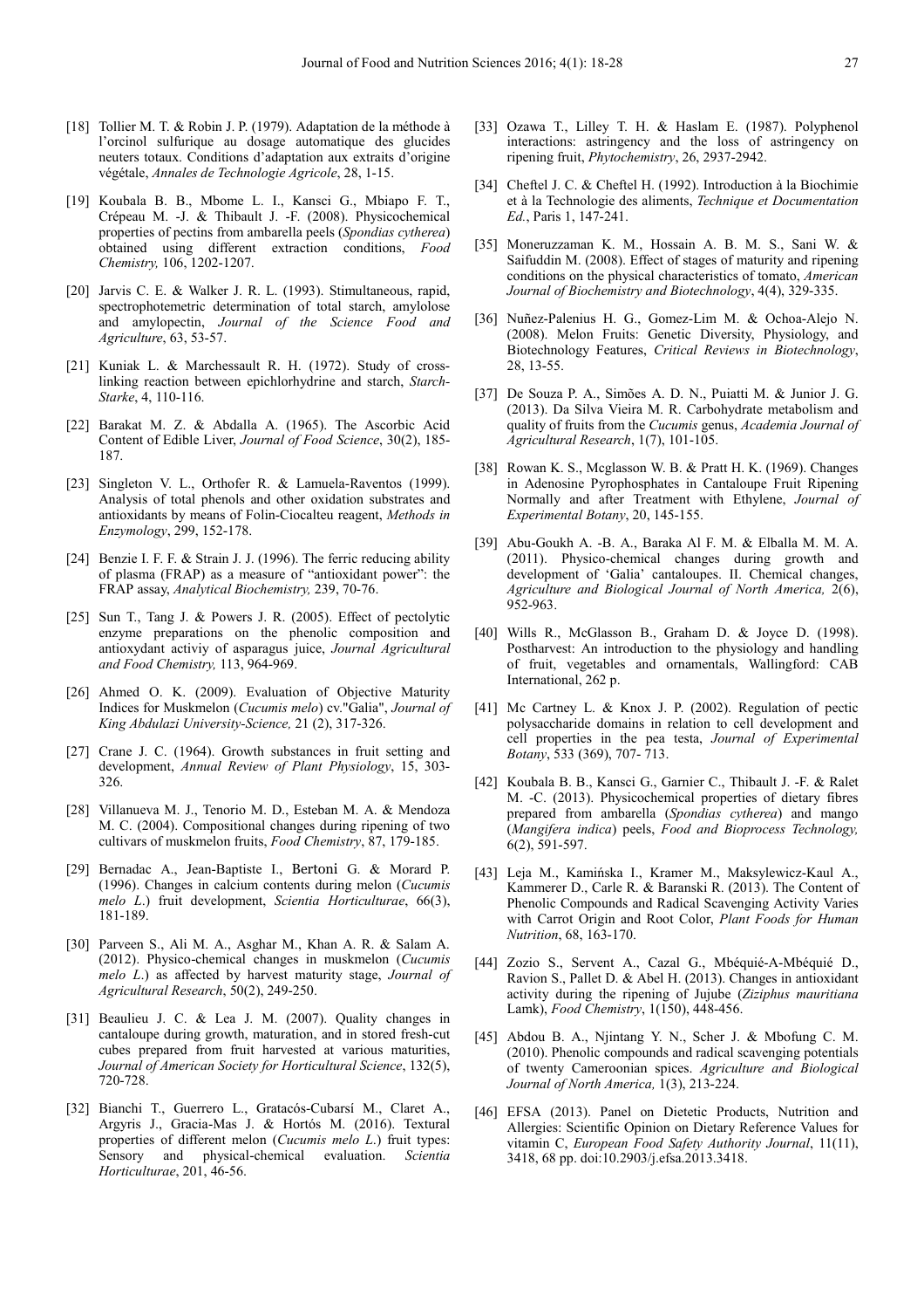[18] Tollier M. T. & Robin J. P. (1979). Adaptation de la méthode à l'orcinol sulfurique au dosage automatique des glucides neuters totaux. Conditions d'adaptation aux extraits d'origine végétale, *Annales de Technologie Agricole*, 28, 1-15.

[19] Koubala B. B., Mbome L. I., Kansci G., Mbiapo F. T., Crépeau M. -J. & Thibault J. -F. (2008). Physicochemical properties of pectins from ambarella peels (*Spondias cytherea*) obtained using different extraction conditions, *Food Chemistry,* 106, 1202-1207.

[20] Jarvis C. E. & Walker J. R. L. (1993). Stimultaneous, rapid, spectrophotemetric determination of total starch, amylolose and amylopectin, *Journal of the Science Food and Agriculture*, 63, 53-57.

[21] Kuniak L. & Marchessault R. H. (1972). Study of cross-linking reaction between epichlorhydrine and starch, *Starch-Starke*, 4, 110-116.

[22] Barakat M. Z. & Abdalla A. (1965). The Ascorbic Acid Content of Edible Liver, *Journal of Food Science*, 30(2), 185-187.

[23] Singleton V. L., Orthofer R. & Lamuela-Raventos (1999). Analysis of total phenols and other oxidation substrates and antioxidants by means of Folin-Ciocalteu reagent, *Methods in Enzymology*, 299, 152-178.

[24] Benzie I. F. F. & Strain J. J. (1996). The ferric reducing ability of plasma (FRAP) as a measure of "antioxidant power": the FRAP assay, *Analytical Biochemistry,* 239, 70-76.

[25] Sun T., Tang J. & Powers J. R. (2005). Effect of pectolytic enzyme preparations on the phenolic composition and antioxydant activiy of asparagus juice, *Journal Agricultural and Food Chemistry,* 113, 964-969.

[26] Ahmed O. K. (2009). Evaluation of Objective Maturity Indices for Muskmelon (*Cucumis melo*) cv."Galia", *Journal of King Abdulazi University-Science,* 21 (2), 317-326.

[27] Crane J. C. (1964). Growth substances in fruit setting and development, *Annual Review of Plant Physiology*, 15, 303-326.

[28] Villanueva M. J., Tenorio M. D., Esteban M. A. & Mendoza M. C. (2004). Compositional changes during ripening of two cultivars of muskmelon fruits, *Food Chemistry*, 87, 179-185.

[29] Bernadac A., Jean-Baptiste I., Bertoni G. & Morard P. (1996). Changes in calcium contents during melon (*Cucumis melo L.*) fruit development, *Scientia Horticulturae*, 66(3), 181-189.

[30] Parveen S., Ali M. A., Asghar M., Khan A. R. & Salam A. (2012). Physico-chemical changes in muskmelon (*Cucumis melo L*.) as affected by harvest maturity stage, *Journal of Agricultural Research*, 50(2), 249-250.

[31] Beaulieu J. C. & Lea J. M. (2007). Quality changes in cantaloupe during growth, maturation, and in stored fresh-cut cubes prepared from fruit harvested at various maturities, *Journal of American Society for Horticultural Science*, 132(5), 720-728.

[32] Bianchi T., Guerrero L., Gratacós-Cubarsí M., Claret A., Argyris J., Gracia-Mas J. & Hortós M. (2016). Textural properties of different melon (*Cucumis melo L.*) fruit types: Sensory and physical-chemical evaluation. *Scientia Horticulturae*, 201, 46-56.

[33] Ozawa T., Lilley T. H. & Haslam E. (1987). Polyphenol interactions: astringency and the loss of astringency on ripening fruit, *Phytochemistry*, 26, 2937-2942.

[34] Cheftel J. C. & Cheftel H. (1992). Introduction à la Biochimie et à la Technologie des aliments, *Technique et Documentation Ed.*, Paris 1, 147-241.

[35] Moneruzzaman K. M., Hossain A. B. M. S., Sani W. & Saifuddin M. (2008). Effect of stages of maturity and ripening conditions on the physical characteristics of tomato, *American Journal of Biochemistry and Biotechnology*, 4(4), 329-335.

[36] Nuñez-Palenius H. G., Gomez-Lim M. & Ochoa-Alejo N. (2008). Melon Fruits: Genetic Diversity, Physiology, and Biotechnology Features, *Critical Reviews in Biotechnology*, 28, 13-55.

[37] De Souza P. A., Simões A. D. N., Puiatti M. & Junior J. G. (2013). Da Silva Vieira M. R. Carbohydrate metabolism and quality of fruits from the *Cucumis* genus, *Academia Journal of Agricultural Research*, 1(7), 101-105.

[38] Rowan K. S., Mcglasson W. B. & Pratt H. K. (1969). Changes in Adenosine Pyrophosphates in Cantaloupe Fruit Ripening Normally and after Treatment with Ethylene, *Journal of Experimental Botany*, 20, 145-155.

[39] Abu-Goukh A. -B. A., Baraka Al F. M. & Elballa M. M. A. (2011). Physico-chemical changes during growth and development of 'Galia' cantaloupes. II. Chemical changes, *Agriculture and Biological Journal of North America,* 2(6), 952-963.

[40] Wills R., McGlasson B., Graham D. & Joyce D. (1998). Postharvest: An introduction to the physiology and handling of fruit, vegetables and ornamentals, Wallingford: CAB International, 262 p.

[41] Mc Cartney L. & Knox J. P. (2002). Regulation of pectic polysaccharide domains in relation to cell development and cell properties in the pea testa, *Journal of Experimental Botany*, 533 (369), 707- 713.

[42] Koubala B. B., Kansci G., Garnier C., Thibault J. -F. & Ralet M. -C. (2013). Physicochemical properties of dietary fibres prepared from ambarella (*Spondias cytherea*) and mango (*Mangifera indica*) peels, *Food and Bioprocess Technology,* 6(2), 591-597.

[43] Leja M., Kamińska I., Kramer M., Maksylewicz-Kaul A., Kammerer D., Carle R. & Baranski R. (2013). The Content of Phenolic Compounds and Radical Scavenging Activity Varies with Carrot Origin and Root Color, *Plant Foods for Human Nutrition*, 68, 163-170.

[44] Zozio S., Servent A., Cazal G., Mbéquié-A-Mbéquié D., Ravion S., Pallet D. & Abel H. (2013). Changes in antioxidant activity during the ripening of Jujube (*Ziziphus mauritiana* Lamk), *Food Chemistry*, 1(150), 448-456.

[45] Abdou B. A., Njintang Y. N., Scher J. & Mbofung C. M. (2010). Phenolic compounds and radical scavenging potentials of twenty Cameroonian spices. *Agriculture and Biological Journal of North America,* 1(3), 213-224.

[46] EFSA (2013). Panel on Dietetic Products, Nutrition and Allergies: Scientific Opinion on Dietary Reference Values for vitamin C, *European Food Safety Authority Journal*, 11(11), 3418, 68 pp. doi:10.2903/j.efsa.2013.3418.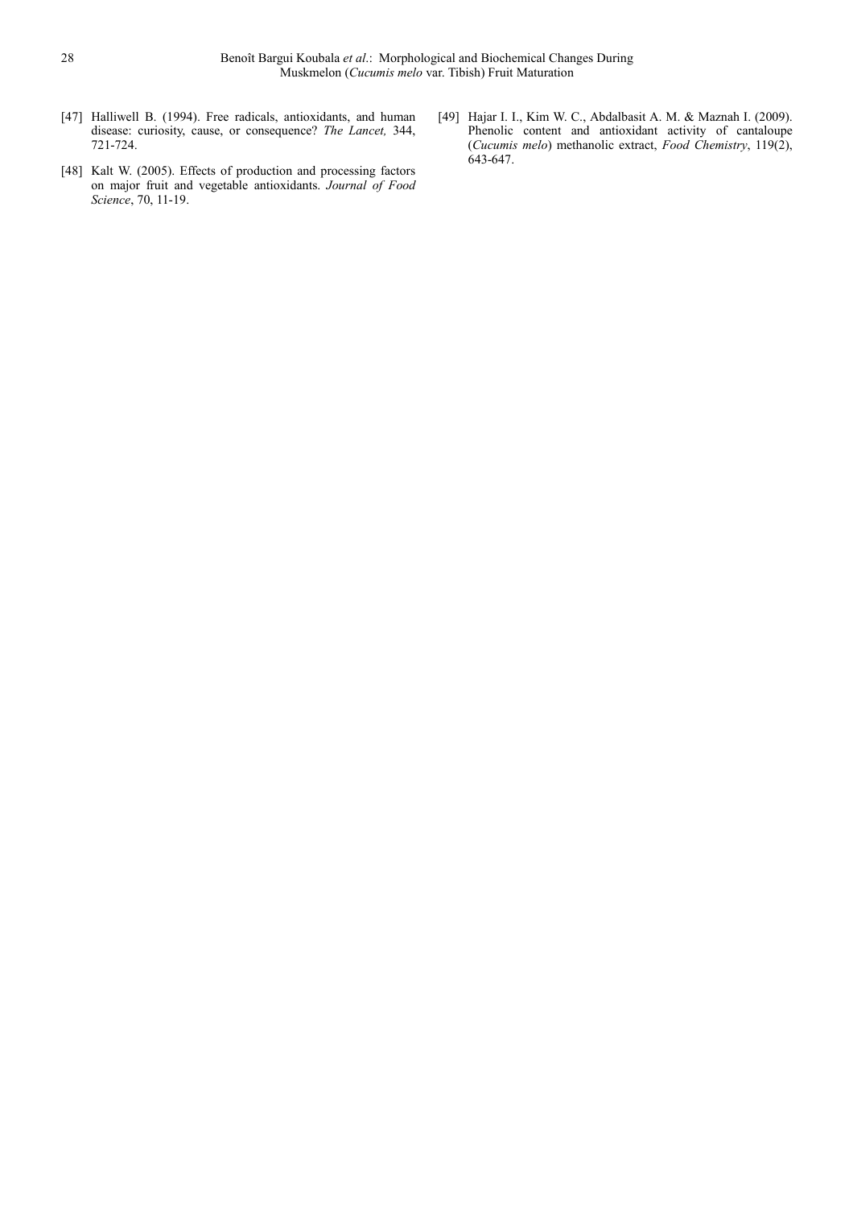[47] Halliwell B. (1994). Free radicals, antioxidants, and human disease: curiosity, cause, or consequence? *The Lancet,* 344, 721-724.

[48] Kalt W. (2005). Effects of production and processing factors on major fruit and vegetable antioxidants. *Journal of Food Science*, 70, 11-19.

[49] Hajar I. I., Kim W. C., Abdalbasit A. M. & Maznah I. (2009). Phenolic content and antioxidant activity of cantaloupe (*Cucumis melo*) methanolic extract, *Food Chemistry*, 119(2), 643-647.